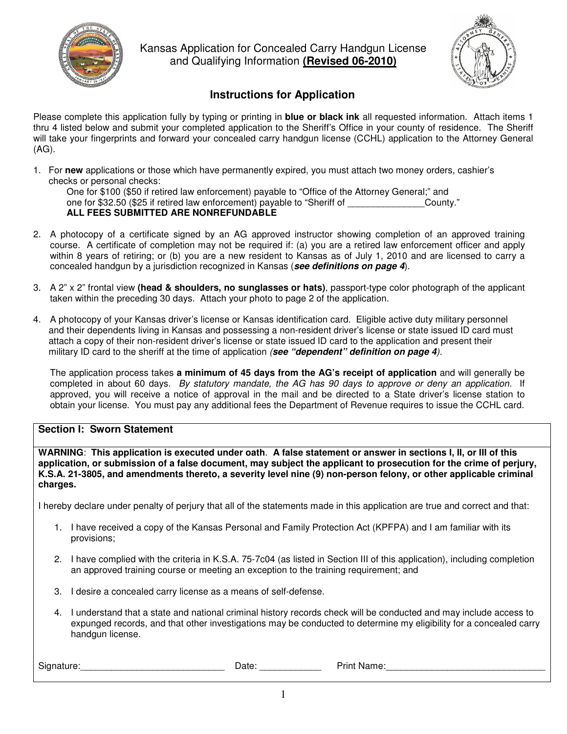# Kansas Application for Concealed Carry Handgun License and Qualifying Information **(Revised 06-2010)**

## Instructions for Application

Please complete this application fully by typing or printing in **blue or black ink** all requested information. Attach items 1 thru 4 listed below and submit your completed application to the Sheriff's Office in your county of residence. The Sheriff will take your fingerprints and forward your concealed carry handgun license (CCHL) application to the Attorney General (AG).

1. For **new** applications or those which have permanently expired, you must attach two money orders, cashier's checks or personal checks:
   One for $100 ($50 if retired law enforcement) payable to "Office of the Attorney General;" and
   one for $32.50 ($25 if retired law enforcement) payable to "Sheriff of _______________County."
   **ALL FEES SUBMITTED ARE NONREFUNDABLE**

2. A photocopy of a certificate signed by an AG approved instructor showing completion of an approved training course. A certificate of completion may not be required if: (a) you are a retired law enforcement officer and apply within 8 years of retiring; or (b) you are a new resident to Kansas as of July 1, 2010 and are licensed to carry a concealed handgun by a jurisdiction recognized in Kansas (***see definitions on page 4***).

3. A 2" x 2" frontal view **(head & shoulders, no sunglasses or hats)**, passport-type color photograph of the applicant taken within the preceding 30 days. Attach your photo to page 2 of the application.

4. A photocopy of your Kansas driver's license or Kansas identification card. Eligible active duty military personnel and their dependents living in Kansas and possessing a non-resident driver's license or state issued ID card must attach a copy of their non-resident driver's license or state issued ID card to the application and present their military ID card to the sheriff at the time of application *(**see "dependent" definition on page 4**)*.

The application process takes **a minimum of 45 days from the AG's receipt of application** and will generally be completed in about 60 days. *By statutory mandate, the AG has 90 days to approve or deny an application.* If approved, you will receive a notice of approval in the mail and be directed to a State driver's license station to obtain your license. You must pay any additional fees the Department of Revenue requires to issue the CCHL card.

### Section I: Sworn Statement

**WARNING**: **This application is executed under oath. A false statement or answer in sections I, II, or III of this application, or submission of a false document, may subject the applicant to prosecution for the crime of perjury, K.S.A. 21-3805, and amendments thereto, a severity level nine (9) non-person felony, or other applicable criminal charges.**

I hereby declare under penalty of perjury that all of the statements made in this application are true and correct and that:

1. I have received a copy of the Kansas Personal and Family Protection Act (KPFPA) and I am familiar with its provisions;

2. I have complied with the criteria in K.S.A. 75-7c04 (as listed in Section III of this application), including completion an approved training course or meeting an exception to the training requirement; and

3. I desire a concealed carry license as a means of self-defense.

4. I understand that a state and national criminal history records check will be conducted and may include access to expunged records, and that other investigations may be conducted to determine my eligibility for a concealed carry handgun license.

Signature:_____________________________ Date: ____________ Print Name:________________________________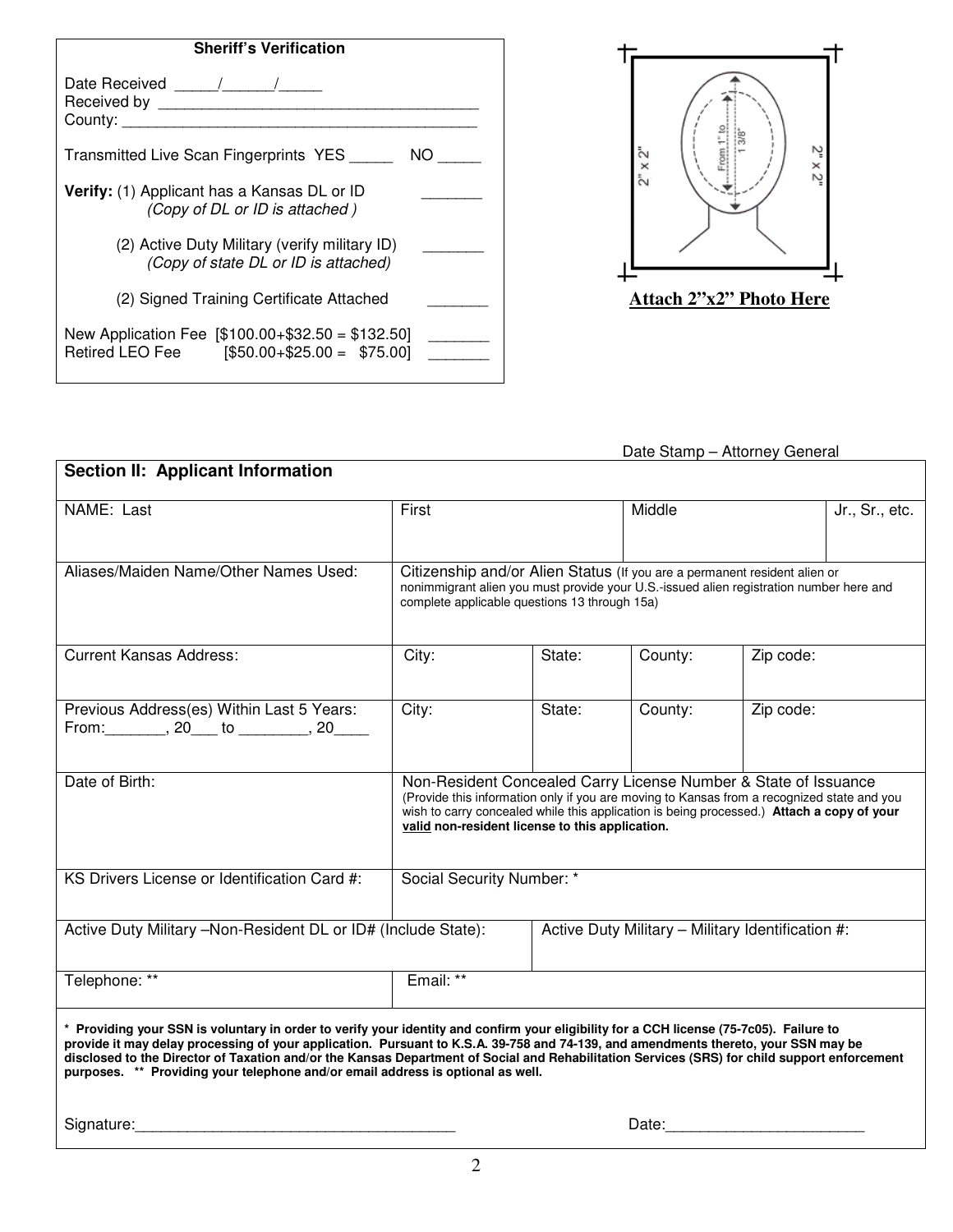**Sheriff's Verification**

Date Received _____/______/_____
Received by _____________________________________
County: __________________________________________

Transmitted Live Scan Fingerprints YES _____ NO _____

**Verify:** (1) Applicant has a Kansas DL or ID _______
*(Copy of DL or ID is attached )*

(2) Active Duty Military (verify military ID) _______
*(Copy of state DL or ID is attached)*

(2) Signed Training Certificate Attached _______

New Application Fee [$100.00+$32.50 = $132.50] _______
Retired LEO Fee [$50.00+$25.00 = $75.00] _______

2" x 2" — From 1" to 1 3/8"

**Attach 2"x2" Photo Here**

Date Stamp – Attorney General

| **Section II: Applicant Information** | | | | | |
|---|---|---|---|---|---|
| NAME: Last | First | | Middle | | Jr., Sr., etc. |
| Aliases/Maiden Name/Other Names Used: | Citizenship and/or Alien Status (If you are a permanent resident alien or nonimmigrant alien you must provide your U.S.-issued alien registration number here and complete applicable questions 13 through 15a) | | | | |
| Current Kansas Address: | City: | State: | County: | Zip code: | |
| Previous Address(es) Within Last 5 Years: From:_______, 20___ to ________, 20____ | City: | State: | County: | Zip code: | |
| Date of Birth: | Non-Resident Concealed Carry License Number & State of Issuance (Provide this information only if you are moving to Kansas from a recognized state and you wish to carry concealed while this application is being processed.) **Attach a copy of your <u>valid</u> non-resident license to this application.** | | | | |
| KS Drivers License or Identification Card #: | Social Security Number: * | | | | |
| Active Duty Military –Non-Resident DL or ID# (Include State): | | Active Duty Military – Military Identification #: | | | |
| Telephone: ** | Email: ** | | | | |

**\* Providing your SSN is voluntary in order to verify your identity and confirm your eligibility for a CCH license (75-7c05). Failure to provide it may delay processing of your application. Pursuant to K.S.A. 39-758 and 74-139, and amendments thereto, your SSN may be disclosed to the Director of Taxation and/or the Kansas Department of Social and Rehabilitation Services (SRS) for child support enforcement purposes. \*\* Providing your telephone and/or email address is optional as well.**

Signature:_____________________________________ Date:_______________________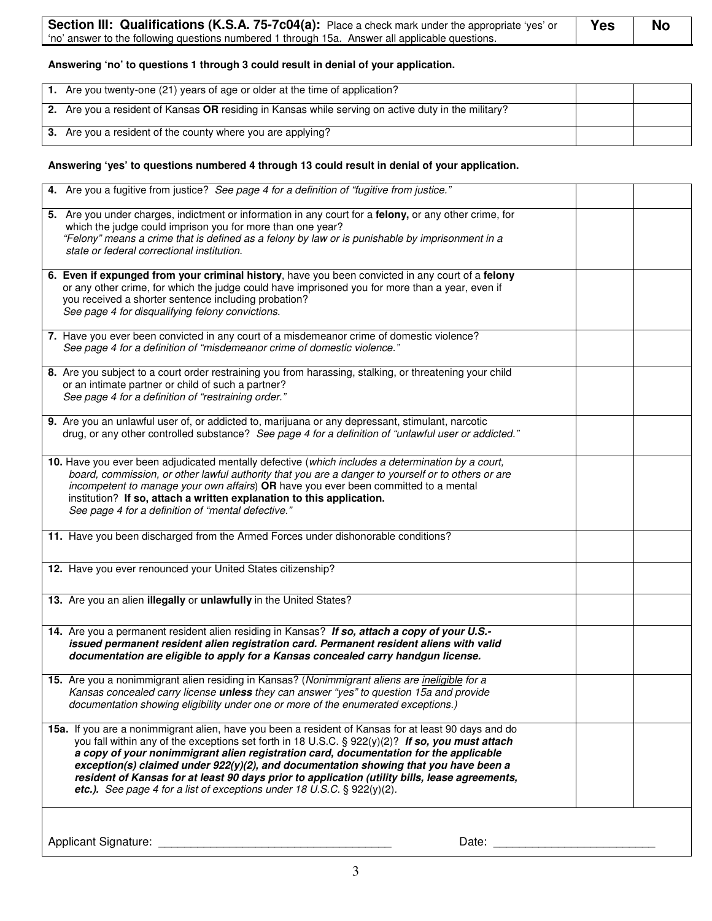| **Section III: Qualifications (K.S.A. 75-7c04(a):** Place a check mark under the appropriate 'yes' or 'no' answer to the following questions numbered 1 through 15a. Answer all applicable questions. | **Yes** | **No** |
|---|---|---|

**Answering 'no' to questions 1 through 3 could result in denial of your application.**

| Question | Yes | No |
|---|---|---|
| **1.** Are you twenty-one (21) years of age or older at the time of application? | | |
| **2.** Are you a resident of Kansas **OR** residing in Kansas while serving on active duty in the military? | | |
| **3.** Are you a resident of the county where you are applying? | | |

**Answering 'yes' to questions numbered 4 through 13 could result in denial of your application.**

| Question | Yes | No |
|---|---|---|
| **4.** Are you a fugitive from justice? *See page 4 for a definition of "fugitive from justice."* | | |
| **5.** Are you under charges, indictment or information in any court for a **felony**, or any other crime, for which the judge could imprison you for more than one year? *"Felony" means a crime that is defined as a felony by law or is punishable by imprisonment in a state or federal correctional institution.* | | |
| **6. Even if expunged from your criminal history**, have you been convicted in any court of a **felony** or any other crime, for which the judge could have imprisoned you for more than a year, even if you received a shorter sentence including probation? *See page 4 for disqualifying felony convictions.* | | |
| **7.** Have you ever been convicted in any court of a misdemeanor crime of domestic violence? *See page 4 for a definition of "misdemeanor crime of domestic violence."* | | |
| **8.** Are you subject to a court order restraining you from harassing, stalking, or threatening your child or an intimate partner or child of such a partner? *See page 4 for a definition of "restraining order."* | | |
| **9.** Are you an unlawful user of, or addicted to, marijuana or any depressant, stimulant, narcotic drug, or any other controlled substance? *See page 4 for a definition of "unlawful user or addicted."* | | |
| **10.** Have you ever been adjudicated mentally defective (*which includes a determination by a court, board, commission, or other lawful authority that you are a danger to yourself or to others or are incompetent to manage your own affairs*) **OR** have you ever been committed to a mental institution? **If so, attach a written explanation to this application.** *See page 4 for a definition of "mental defective."* | | |
| **11.** Have you been discharged from the Armed Forces under dishonorable conditions? | | |
| **12.** Have you ever renounced your United States citizenship? | | |
| **13.** Are you an alien **illegally** or **unlawfully** in the United States? | | |
| **14.** Are you a permanent resident alien residing in Kansas? ***If so, attach a copy of your U.S.-issued permanent resident alien registration card. Permanent resident aliens with valid documentation are eligible to apply for a Kansas concealed carry handgun license.*** | | |
| **15.** Are you a nonimmigrant alien residing in Kansas? (*Nonimmigrant aliens are ineligible for a Kansas concealed carry license* ***unless*** *they can answer "yes" to question 15a and provide documentation showing eligibility under one or more of the enumerated exceptions.)* | | |
| **15a.** If you are a nonimmigrant alien, have you been a resident of Kansas for at least 90 days and do you fall within any of the exceptions set forth in 18 U.S.C. § 922(y)(2)? ***If so, you must attach a copy of your nonimmigrant alien registration card, documentation for the applicable exception(s) claimed under 922(y)(2), and documentation showing that you have been a resident of Kansas for at least 90 days prior to application (utility bills, lease agreements, etc.).*** *See page 4 for a list of exceptions under 18 U.S.C. § 922(y)(2).* | | |

Applicant Signature: ___________________________________ Date: ________________________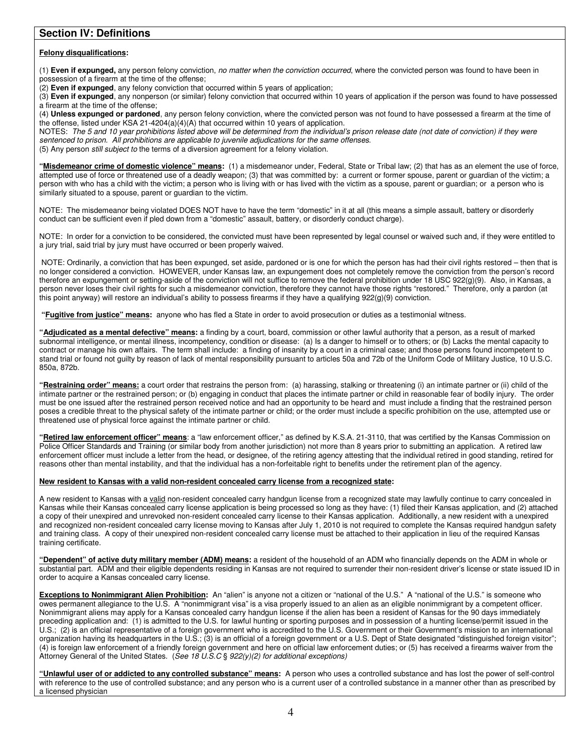## Section IV: Definitions

**Felony disqualifications:**

(1) **Even if expunged,** any person felony conviction, *no matter when the conviction occurred*, where the convicted person was found to have been in possession of a firearm at the time of the offense;
(2) **Even if expunged**, any felony conviction that occurred within 5 years of application;
(3) **Even if expunged**, any nonperson (or similar) felony conviction that occurred within 10 years of application if the person was found to have possessed a firearm at the time of the offense;
(4) **Unless expunged or pardoned**, any person felony conviction, where the convicted person was not found to have possessed a firearm at the time of the offense, listed under KSA 21-4204(a)(4)(A) that occurred within 10 years of application.
NOTES: *The 5 and 10 year prohibitions listed above will be determined from the individual's prison release date (not date of conviction) if they were sentenced to prison. All prohibitions are applicable to juvenile adjudications for the same offenses.*
(5) Any person *still subject to* the terms of a diversion agreement for a felony violation.

**"Misdemeanor crime of domestic violence" means:** (1) a misdemeanor under, Federal, State or Tribal law; (2) that has as an element the use of force, attempted use of force or threatened use of a deadly weapon; (3) that was committed by: a current or former spouse, parent or guardian of the victim; a person with who has a child with the victim; a person who is living with or has lived with the victim as a spouse, parent or guardian; or a person who is similarly situated to a spouse, parent or guardian to the victim.

NOTE: The misdemeanor being violated DOES NOT have to have the term "domestic" in it at all (this means a simple assault, battery or disorderly conduct can be sufficient even if pled down from a "domestic" assault, battery, or disorderly conduct charge).

NOTE: In order for a conviction to be considered, the convicted must have been represented by legal counsel or waived such and, if they were entitled to a jury trial, said trial by jury must have occurred or been properly waived.

NOTE: Ordinarily, a conviction that has been expunged, set aside, pardoned or is one for which the person has had their civil rights restored – then that is no longer considered a conviction. HOWEVER, under Kansas law, an expungement does not completely remove the conviction from the person's record therefore an expungement or setting-aside of the conviction will not suffice to remove the federal prohibition under 18 USC 922(g)(9). Also, in Kansas, a person never loses their civil rights for such a misdemeanor conviction, therefore they cannot have those rights "restored." Therefore, only a pardon (at this point anyway) will restore an individual's ability to possess firearms if they have a qualifying 922(g)(9) conviction.

**"Fugitive from justice" means:** anyone who has fled a State in order to avoid prosecution or duties as a testimonial witness.

**"Adjudicated as a mental defective" means:** a finding by a court, board, commission or other lawful authority that a person, as a result of marked subnormal intelligence, or mental illness, incompetency, condition or disease: (a) Is a danger to himself or to others; or (b) Lacks the mental capacity to contract or manage his own affairs. The term shall include: a finding of insanity by a court in a criminal case; and those persons found incompetent to stand trial or found not guilty by reason of lack of mental responsibility pursuant to articles 50a and 72b of the Uniform Code of Military Justice, 10 U.S.C. 850a, 872b.

**"Restraining order" means:** a court order that restrains the person from: (a) harassing, stalking or threatening (i) an intimate partner or (ii) child of the intimate partner or the restrained person; or (b) engaging in conduct that places the intimate partner or child in reasonable fear of bodily injury. The order must be one issued after the restrained person received notice and had an opportunity to be heard and must include a finding that the restrained person poses a credible threat to the physical safety of the intimate partner or child; or the order must include a specific prohibition on the use, attempted use or threatened use of physical force against the intimate partner or child.

**"Retired law enforcement officer" means**: a "law enforcement officer," as defined by K.S.A. 21-3110, that was certified by the Kansas Commission on Police Officer Standards and Training (or similar body from another jurisdiction) not more than 8 years prior to submitting an application. A retired law enforcement officer must include a letter from the head, or designee, of the retiring agency attesting that the individual retired in good standing, retired for reasons other than mental instability, and that the individual has a non-forfeitable right to benefits under the retirement plan of the agency.

**New resident to Kansas with a valid non-resident concealed carry license from a recognized state:**

A new resident to Kansas with a valid non-resident concealed carry handgun license from a recognized state may lawfully continue to carry concealed in Kansas while their Kansas concealed carry license application is being processed so long as they have: (1) filed their Kansas application, and (2) attached a copy of their unexpired and unrevoked non-resident concealed carry license to their Kansas application. Additionally, a new resident with a unexpired and recognized non-resident concealed carry license moving to Kansas after July 1, 2010 is not required to complete the Kansas required handgun safety and training class. A copy of their unexpired non-resident concealed carry license must be attached to their application in lieu of the required Kansas training certificate.

**"Dependent" of active duty military member (ADM) means:** a resident of the household of an ADM who financially depends on the ADM in whole or substantial part. ADM and their eligible dependents residing in Kansas are not required to surrender their non-resident driver's license or state issued ID in order to acquire a Kansas concealed carry license.

**Exceptions to Nonimmigrant Alien Prohibition:** An "alien" is anyone not a citizen or "national of the U.S." A "national of the U.S." is someone who owes permanent allegiance to the U.S. A "nonimmigrant visa" is a visa properly issued to an alien as an eligible nonimmigrant by a competent officer. Nonimmigrant aliens may apply for a Kansas concealed carry handgun license if the alien has been a resident of Kansas for the 90 days immediately preceding application and: (1) is admitted to the U.S. for lawful hunting or sporting purposes and in possession of a hunting license/permit issued in the U.S.; (2) is an official representative of a foreign government who is accredited to the U.S. Government or their Government's mission to an international organization having its headquarters in the U.S.; (3) is an official of a foreign government or a U.S. Dept of State designated "distinguished foreign visitor"; (4) is foreign law enforcement of a friendly foreign government and here on official law enforcement duties; or (5) has received a firearms waiver from the Attorney General of the United States. (*See 18 U.S.C § 922(y)(2) for additional exceptions)*

**"Unlawful user of or addicted to any controlled substance" means:** A person who uses a controlled substance and has lost the power of self-control with reference to the use of controlled substance; and any person who is a current user of a controlled substance in a manner other than as prescribed by a licensed physician